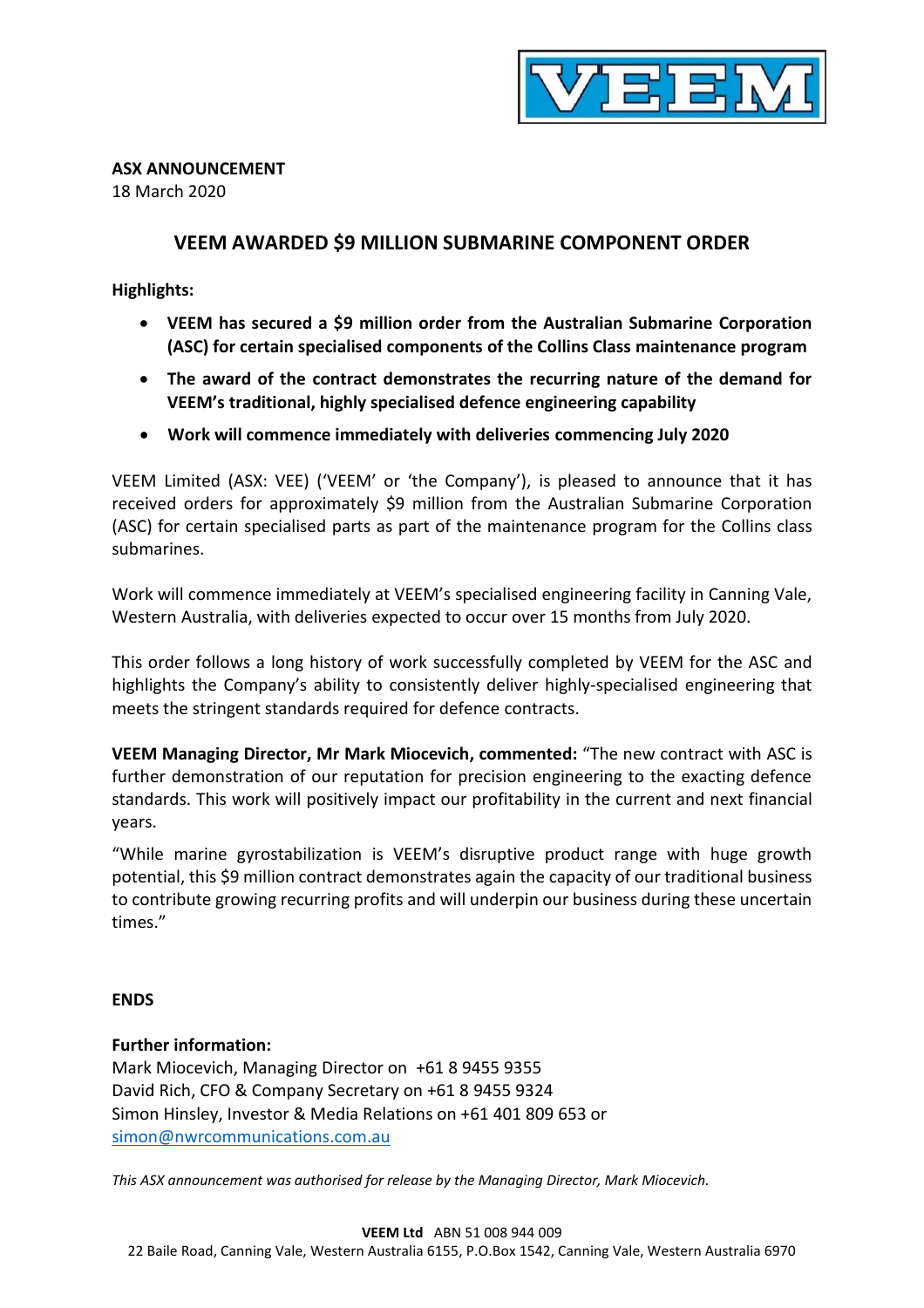**ASX ANNOUNCEMENT**
18 March 2020

# VEEM AWARDED $9 MILLION SUBMARINE COMPONENT ORDER

**Highlights:**

- **VEEM has secured a $9 million order from the Australian Submarine Corporation (ASC) for certain specialised components of the Collins Class maintenance program**
- **The award of the contract demonstrates the recurring nature of the demand for VEEM's traditional, highly specialised defence engineering capability**
- **Work will commence immediately with deliveries commencing July 2020**

VEEM Limited (ASX: VEE) ('VEEM' or 'the Company'), is pleased to announce that it has received orders for approximately $9 million from the Australian Submarine Corporation (ASC) for certain specialised parts as part of the maintenance program for the Collins class submarines.

Work will commence immediately at VEEM's specialised engineering facility in Canning Vale, Western Australia, with deliveries expected to occur over 15 months from July 2020.

This order follows a long history of work successfully completed by VEEM for the ASC and highlights the Company's ability to consistently deliver highly-specialised engineering that meets the stringent standards required for defence contracts.

**VEEM Managing Director, Mr Mark Miocevich, commented:** "The new contract with ASC is further demonstration of our reputation for precision engineering to the exacting defence standards. This work will positively impact our profitability in the current and next financial years.

"While marine gyrostabilization is VEEM's disruptive product range with huge growth potential, this $9 million contract demonstrates again the capacity of our traditional business to contribute growing recurring profits and will underpin our business during these uncertain times."

**ENDS**

**Further information:**
Mark Miocevich, Managing Director on +61 8 9455 9355
David Rich, CFO & Company Secretary on +61 8 9455 9324
Simon Hinsley, Investor & Media Relations on +61 401 809 653 or
simon@nwrcommunications.com.au

*This ASX announcement was authorised for release by the Managing Director, Mark Miocevich.*

**VEEM Ltd** ABN 51 008 944 009
22 Baile Road, Canning Vale, Western Australia 6155, P.O.Box 1542, Canning Vale, Western Australia 6970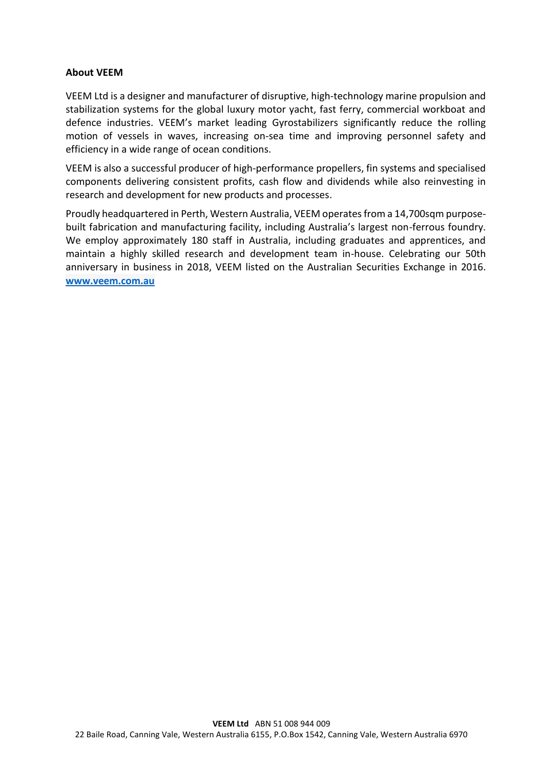**About VEEM**

VEEM Ltd is a designer and manufacturer of disruptive, high-technology marine propulsion and stabilization systems for the global luxury motor yacht, fast ferry, commercial workboat and defence industries. VEEM's market leading Gyrostabilizers significantly reduce the rolling motion of vessels in waves, increasing on-sea time and improving personnel safety and efficiency in a wide range of ocean conditions.

VEEM is also a successful producer of high-performance propellers, fin systems and specialised components delivering consistent profits, cash flow and dividends while also reinvesting in research and development for new products and processes.

Proudly headquartered in Perth, Western Australia, VEEM operates from a 14,700sqm purpose-built fabrication and manufacturing facility, including Australia's largest non-ferrous foundry. We employ approximately 180 staff in Australia, including graduates and apprentices, and maintain a highly skilled research and development team in-house. Celebrating our 50th anniversary in business in 2018, VEEM listed on the Australian Securities Exchange in 2016. [www.veem.com.au](http://www.veem.com.au)

**VEEM Ltd** ABN 51 008 944 009
22 Baile Road, Canning Vale, Western Australia 6155, P.O.Box 1542, Canning Vale, Western Australia 6970